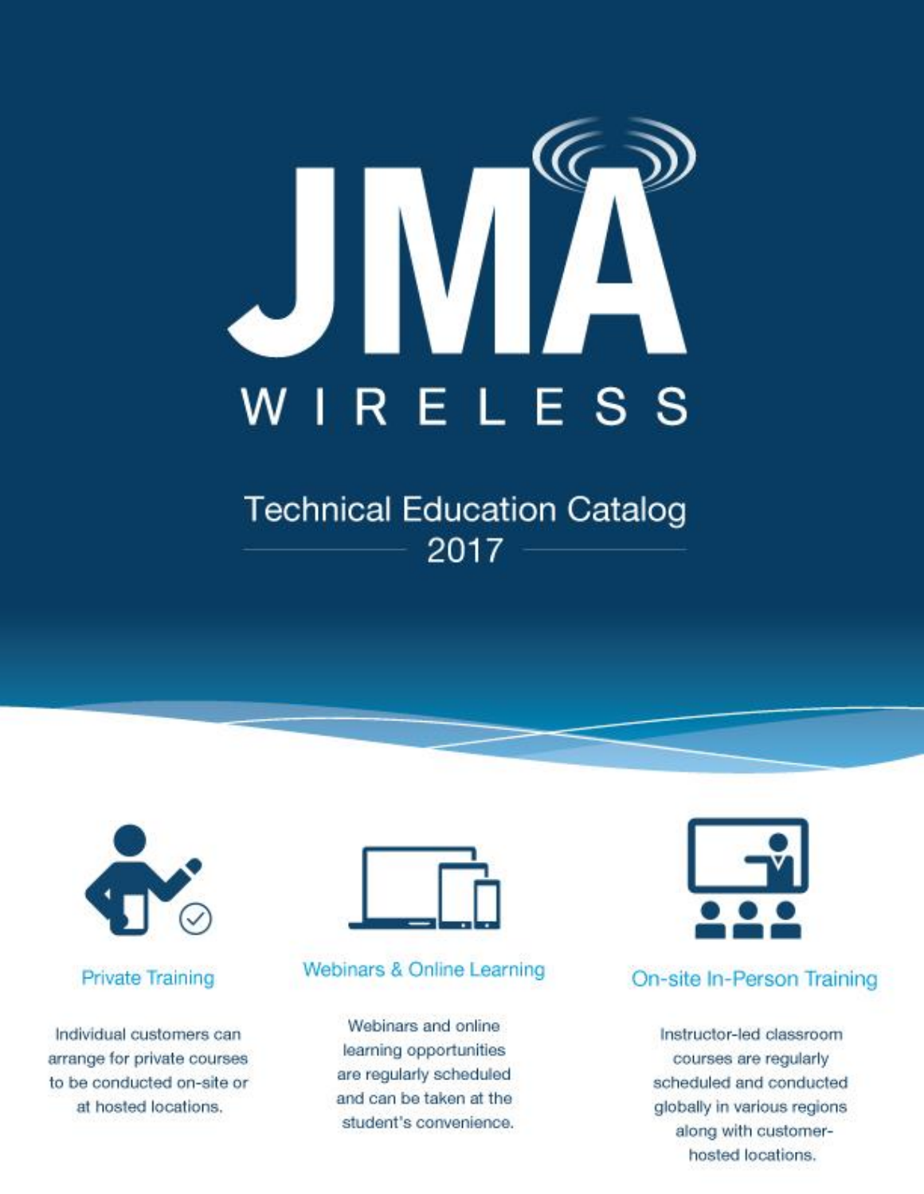# JMA WIRELESS

## Technical Education Catalog 2017

### Private Training

Individual customers can arrange for private courses to be conducted on-site or at hosted locations.

### Webinars & Online Learning

Webinars and online learning opportunities are regularly scheduled and can be taken at the student's convenience.

### On-site In-Person Training

Instructor-led classroom courses are regularly scheduled and conducted globally in various regions along with customer-hosted locations.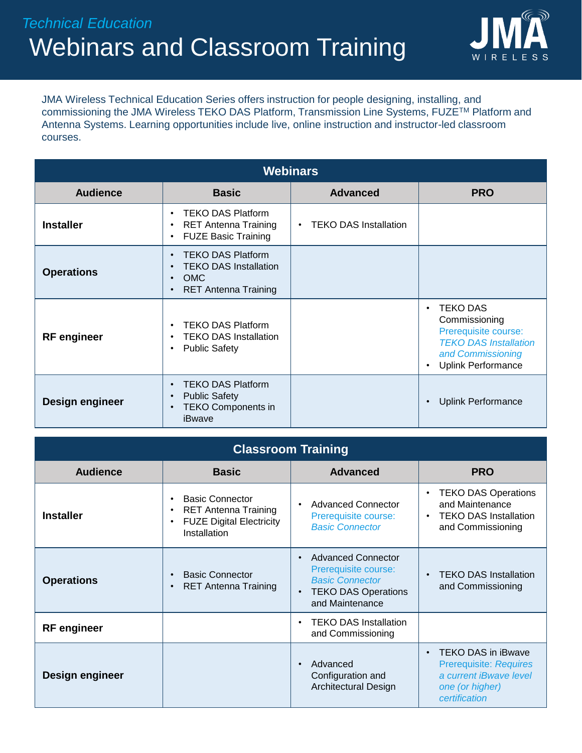*Technical Education*

# Webinars and Classroom Training

JMA Wireless Technical Education Series offers instruction for people designing, installing, and commissioning the JMA Wireless TEKO DAS Platform, Transmission Line Systems, FUZE™ Platform and Antenna Systems. Learning opportunities include live, online instruction and instructor-led classroom courses.

## Webinars

| Audience | Basic | Advanced | PRO |
|---|---|---|---|
| **Installer** | • TEKO DAS Platform<br>• RET Antenna Training<br>• FUZE Basic Training | • TEKO DAS Installation | |
| **Operations** | • TEKO DAS Platform<br>• TEKO DAS Installation<br>• OMC<br>• RET Antenna Training | | |
| **RF engineer** | • TEKO DAS Platform<br>• TEKO DAS Installation<br>• Public Safety | | • TEKO DAS Commissioning Prerequisite course: *TEKO DAS Installation and Commissioning*<br>• Uplink Performance |
| **Design engineer** | • TEKO DAS Platform<br>• Public Safety<br>• TEKO Components in iBwave | | • Uplink Performance |

## Classroom Training

| Audience | Basic | Advanced | PRO |
|---|---|---|---|
| **Installer** | • Basic Connector<br>• RET Antenna Training<br>• FUZE Digital Electricity Installation | • Advanced Connector Prerequisite course: *Basic Connector* | • TEKO DAS Operations and Maintenance<br>• TEKO DAS Installation and Commissioning |
| **Operations** | • Basic Connector<br>• RET Antenna Training | • Advanced Connector Prerequisite course: *Basic Connector*<br>• TEKO DAS Operations and Maintenance | • TEKO DAS Installation and Commissioning |
| **RF engineer** | | • TEKO DAS Installation and Commissioning | |
| **Design engineer** | | • Advanced Configuration and Architectural Design | • TEKO DAS in iBwave Prerequisite: *Requires a current iBwave level one (or higher) certification* |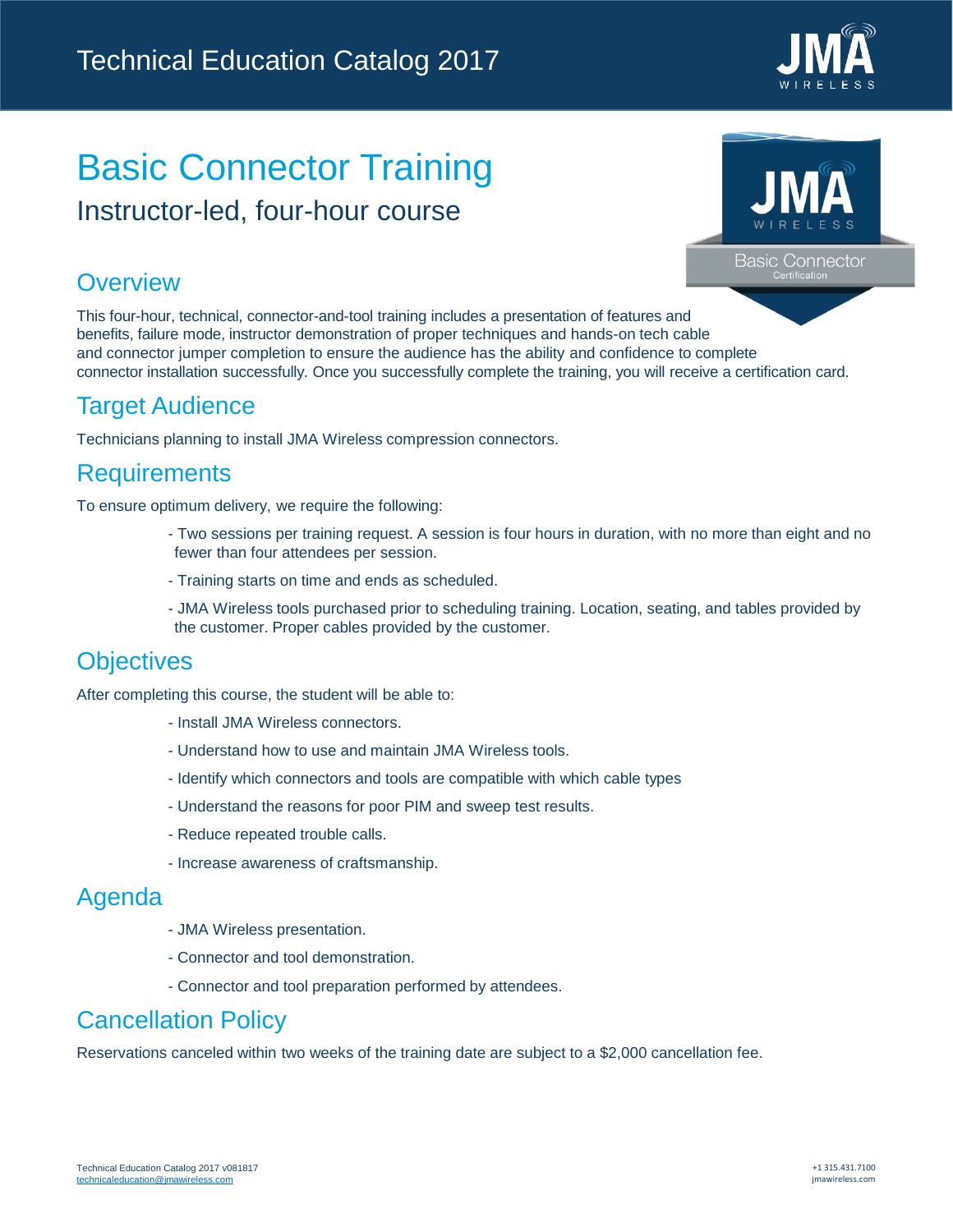# Basic Connector Training

## Instructor-led, four-hour course

## Overview

This four-hour, technical, connector-and-tool training includes a presentation of features and benefits, failure mode, instructor demonstration of proper techniques and hands-on tech cable and connector jumper completion to ensure the audience has the ability and confidence to complete connector installation successfully. Once you successfully complete the training, you will receive a certification card.

## Target Audience

Technicians planning to install JMA Wireless compression connectors.

## Requirements

To ensure optimum delivery, we require the following:

- Two sessions per training request. A session is four hours in duration, with no more than eight and no fewer than four attendees per session.
- Training starts on time and ends as scheduled.
- JMA Wireless tools purchased prior to scheduling training. Location, seating, and tables provided by the customer. Proper cables provided by the customer.

## Objectives

After completing this course, the student will be able to:

- Install JMA Wireless connectors.
- Understand how to use and maintain JMA Wireless tools.
- Identify which connectors and tools are compatible with which cable types
- Understand the reasons for poor PIM and sweep test results.
- Reduce repeated trouble calls.
- Increase awareness of craftsmanship.

## Agenda

- JMA Wireless presentation.
- Connector and tool demonstration.
- Connector and tool preparation performed by attendees.

## Cancellation Policy

Reservations canceled within two weeks of the training date are subject to a $2,000 cancellation fee.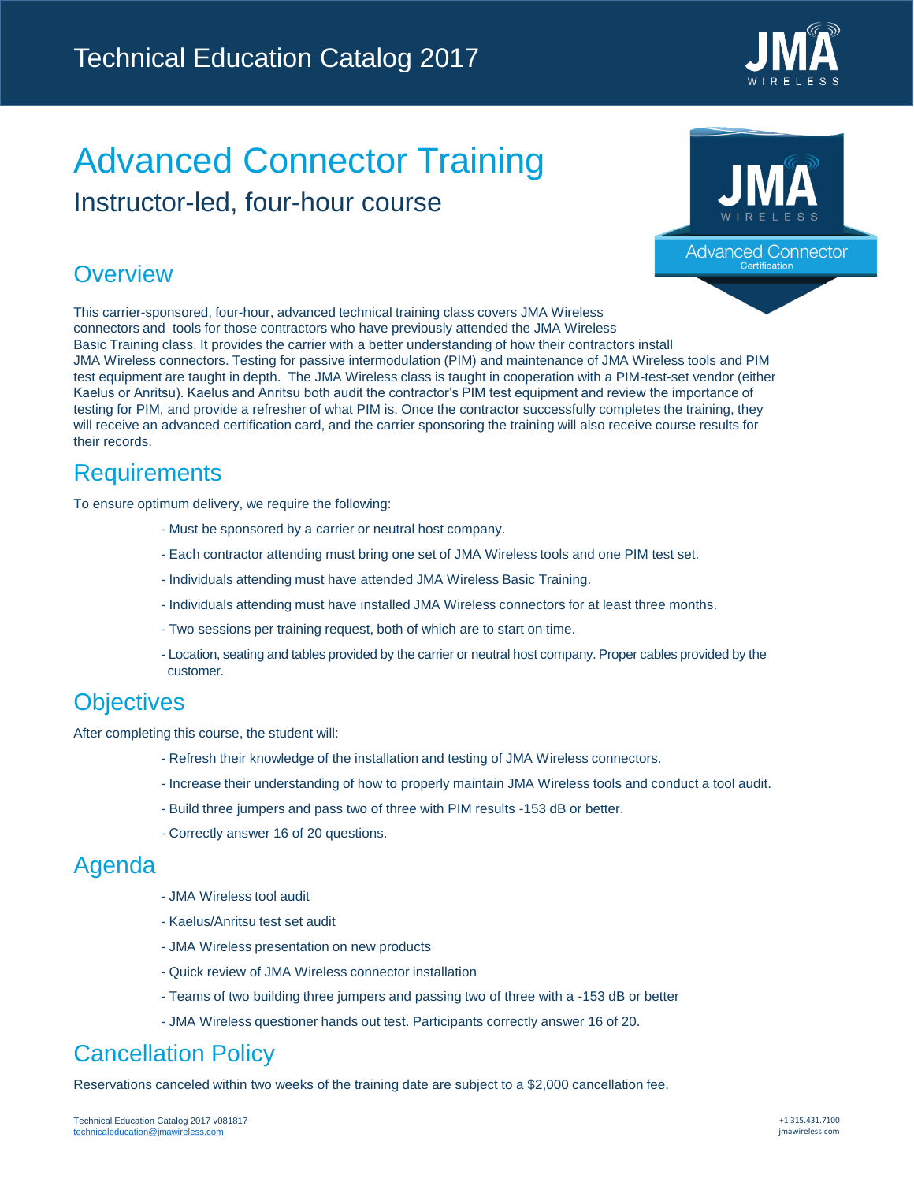# Advanced Connector Training

## Instructor-led, four-hour course

## Overview

This carrier-sponsored, four-hour, advanced technical training class covers JMA Wireless connectors and tools for those contractors who have previously attended the JMA Wireless Basic Training class. It provides the carrier with a better understanding of how their contractors install JMA Wireless connectors. Testing for passive intermodulation (PIM) and maintenance of JMA Wireless tools and PIM test equipment are taught in depth. The JMA Wireless class is taught in cooperation with a PIM-test-set vendor (either Kaelus or Anritsu). Kaelus and Anritsu both audit the contractor's PIM test equipment and review the importance of testing for PIM, and provide a refresher of what PIM is. Once the contractor successfully completes the training, they will receive an advanced certification card, and the carrier sponsoring the training will also receive course results for their records.

## Requirements

To ensure optimum delivery, we require the following:

- Must be sponsored by a carrier or neutral host company.
- Each contractor attending must bring one set of JMA Wireless tools and one PIM test set.
- Individuals attending must have attended JMA Wireless Basic Training.
- Individuals attending must have installed JMA Wireless connectors for at least three months.
- Two sessions per training request, both of which are to start on time.
- Location, seating and tables provided by the carrier or neutral host company. Proper cables provided by the customer.

## Objectives

After completing this course, the student will:

- Refresh their knowledge of the installation and testing of JMA Wireless connectors.
- Increase their understanding of how to properly maintain JMA Wireless tools and conduct a tool audit.
- Build three jumpers and pass two of three with PIM results -153 dB or better.
- Correctly answer 16 of 20 questions.

## Agenda

- JMA Wireless tool audit
- Kaelus/Anritsu test set audit
- JMA Wireless presentation on new products
- Quick review of JMA Wireless connector installation
- Teams of two building three jumpers and passing two of three with a -153 dB or better
- JMA Wireless questioner hands out test. Participants correctly answer 16 of 20.

## Cancellation Policy

Reservations canceled within two weeks of the training date are subject to a $2,000 cancellation fee.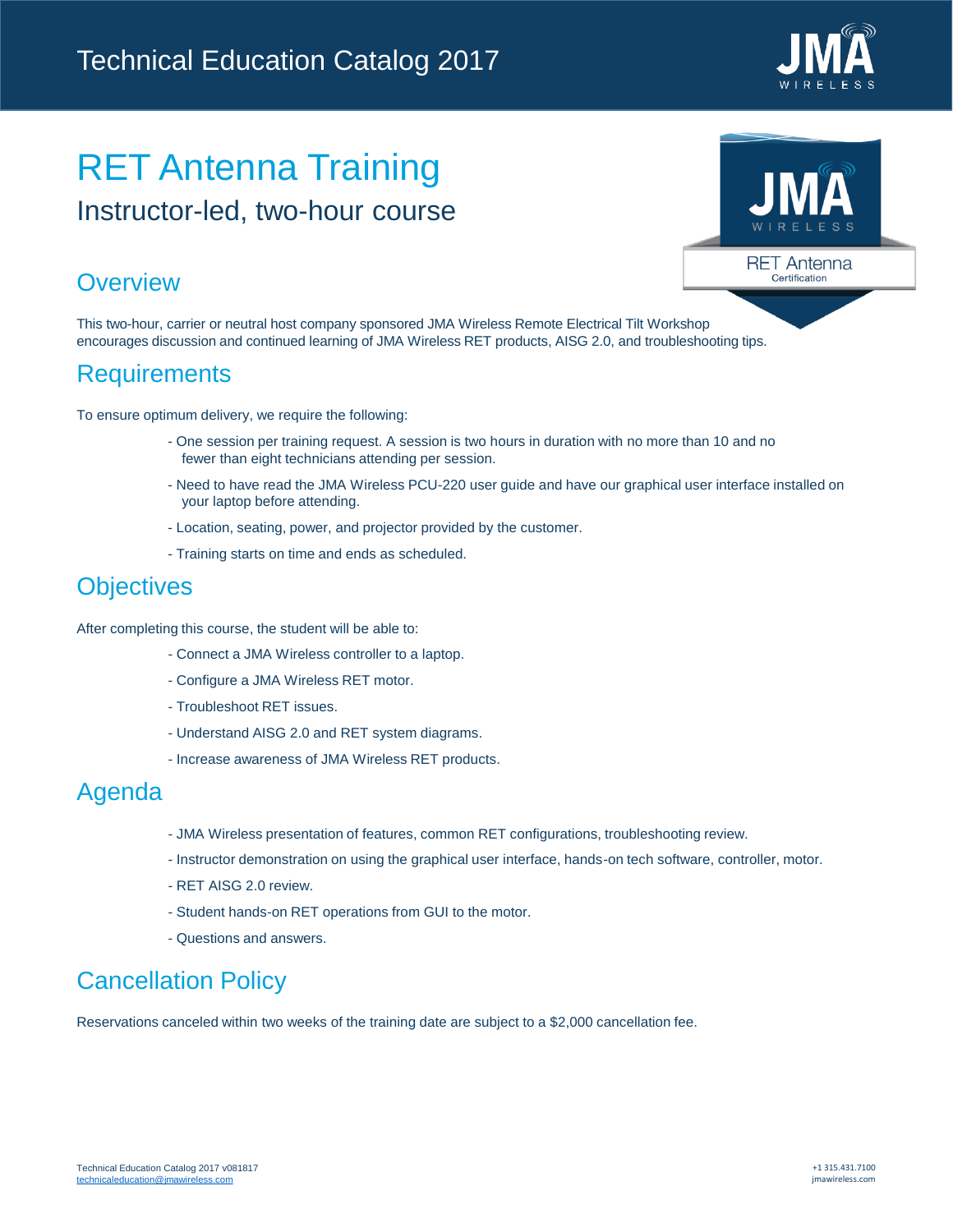# RET Antenna Training

Instructor-led, two-hour course

## Overview

This two-hour, carrier or neutral host company sponsored JMA Wireless Remote Electrical Tilt Workshop encourages discussion and continued learning of JMA Wireless RET products, AISG 2.0, and troubleshooting tips.

## Requirements

To ensure optimum delivery, we require the following:

- One session per training request. A session is two hours in duration with no more than 10 and no fewer than eight technicians attending per session.
- Need to have read the JMA Wireless PCU-220 user guide and have our graphical user interface installed on your laptop before attending.
- Location, seating, power, and projector provided by the customer.
- Training starts on time and ends as scheduled.

## Objectives

After completing this course, the student will be able to:

- Connect a JMA Wireless controller to a laptop.
- Configure a JMA Wireless RET motor.
- Troubleshoot RET issues.
- Understand AISG 2.0 and RET system diagrams.
- Increase awareness of JMA Wireless RET products.

## Agenda

- JMA Wireless presentation of features, common RET configurations, troubleshooting review.
- Instructor demonstration on using the graphical user interface, hands-on tech software, controller, motor.
- RET AISG 2.0 review.
- Student hands-on RET operations from GUI to the motor.
- Questions and answers.

## Cancellation Policy

Reservations canceled within two weeks of the training date are subject to a $2,000 cancellation fee.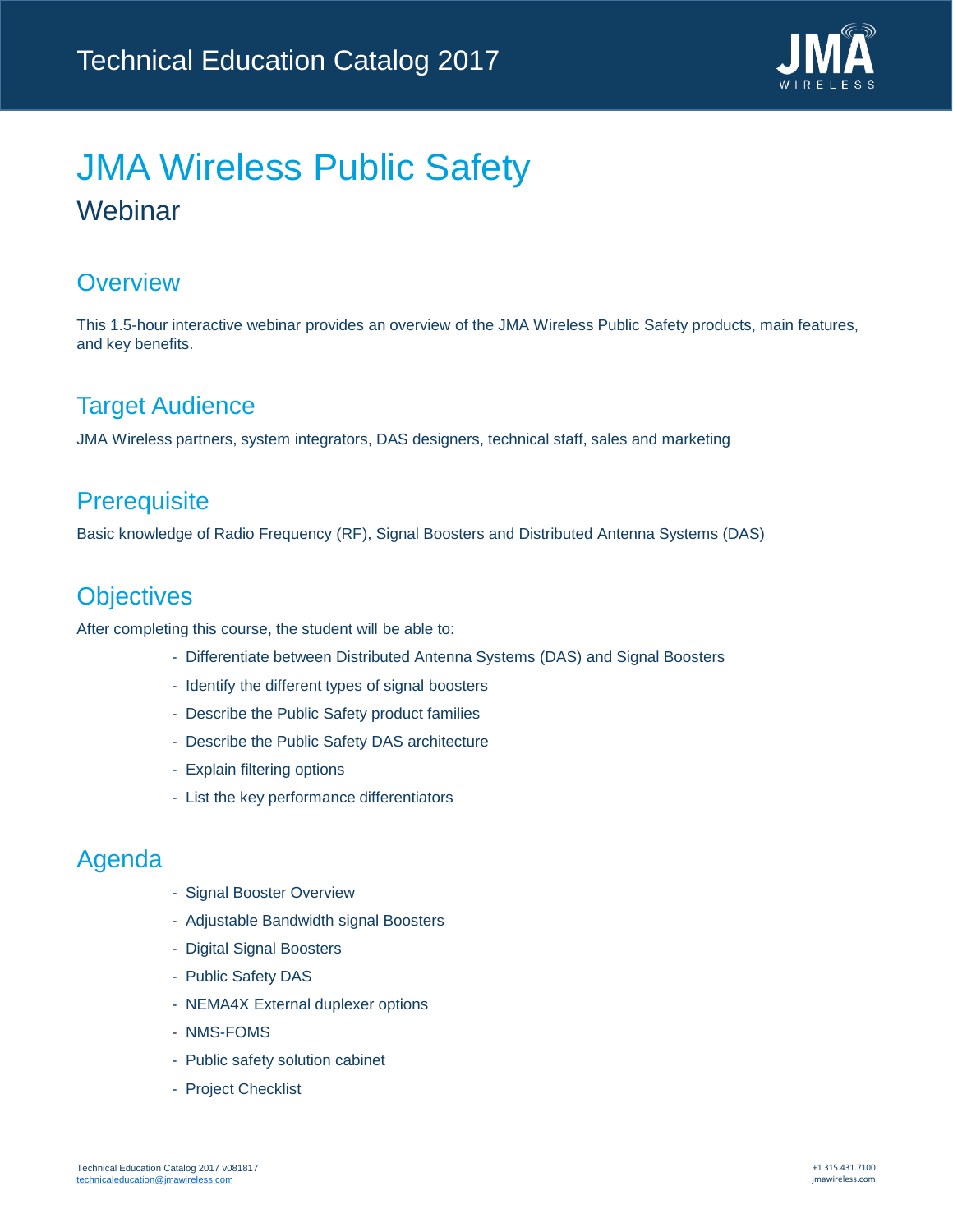# JMA Wireless Public Safety

## Webinar

### Overview

This 1.5-hour interactive webinar provides an overview of the JMA Wireless Public Safety products, main features, and key benefits.

### Target Audience

JMA Wireless partners, system integrators, DAS designers, technical staff, sales and marketing

### Prerequisite

Basic knowledge of Radio Frequency (RF), Signal Boosters and Distributed Antenna Systems (DAS)

### Objectives

After completing this course, the student will be able to:

- Differentiate between Distributed Antenna Systems (DAS) and Signal Boosters
- Identify the different types of signal boosters
- Describe the Public Safety product families
- Describe the Public Safety DAS architecture
- Explain filtering options
- List the key performance differentiators

### Agenda

- Signal Booster Overview
- Adjustable Bandwidth signal Boosters
- Digital Signal Boosters
- Public Safety DAS
- NEMA4X External duplexer options
- NMS-FOMS
- Public safety solution cabinet
- Project Checklist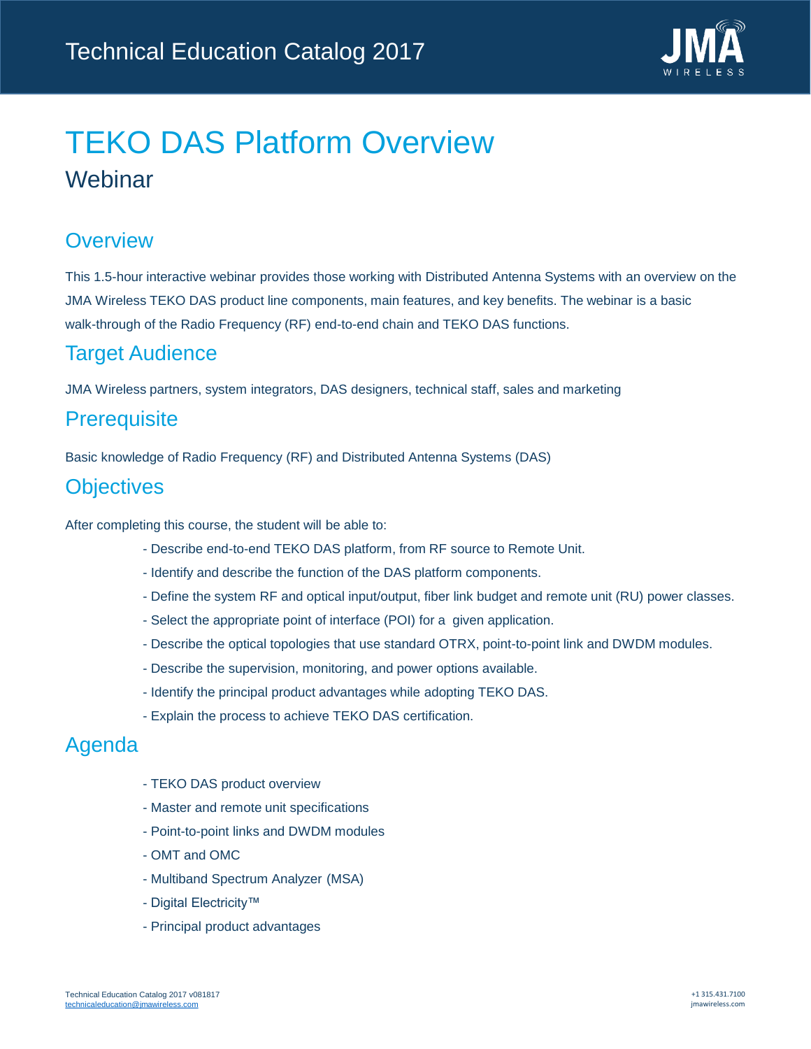# TEKO DAS Platform Overview

## Webinar

### Overview

This 1.5-hour interactive webinar provides those working with Distributed Antenna Systems with an overview on the JMA Wireless TEKO DAS product line components, main features, and key benefits. The webinar is a basic walk-through of the Radio Frequency (RF) end-to-end chain and TEKO DAS functions.

### Target Audience

JMA Wireless partners, system integrators, DAS designers, technical staff, sales and marketing

### Prerequisite

Basic knowledge of Radio Frequency (RF) and Distributed Antenna Systems (DAS)

### Objectives

After completing this course, the student will be able to:

- Describe end-to-end TEKO DAS platform, from RF source to Remote Unit.
- Identify and describe the function of the DAS platform components.
- Define the system RF and optical input/output, fiber link budget and remote unit (RU) power classes.
- Select the appropriate point of interface (POI) for a given application.
- Describe the optical topologies that use standard OTRX, point-to-point link and DWDM modules.
- Describe the supervision, monitoring, and power options available.
- Identify the principal product advantages while adopting TEKO DAS.
- Explain the process to achieve TEKO DAS certification.

### Agenda

- TEKO DAS product overview
- Master and remote unit specifications
- Point-to-point links and DWDM modules
- OMT and OMC
- Multiband Spectrum Analyzer (MSA)
- Digital Electricity™
- Principal product advantages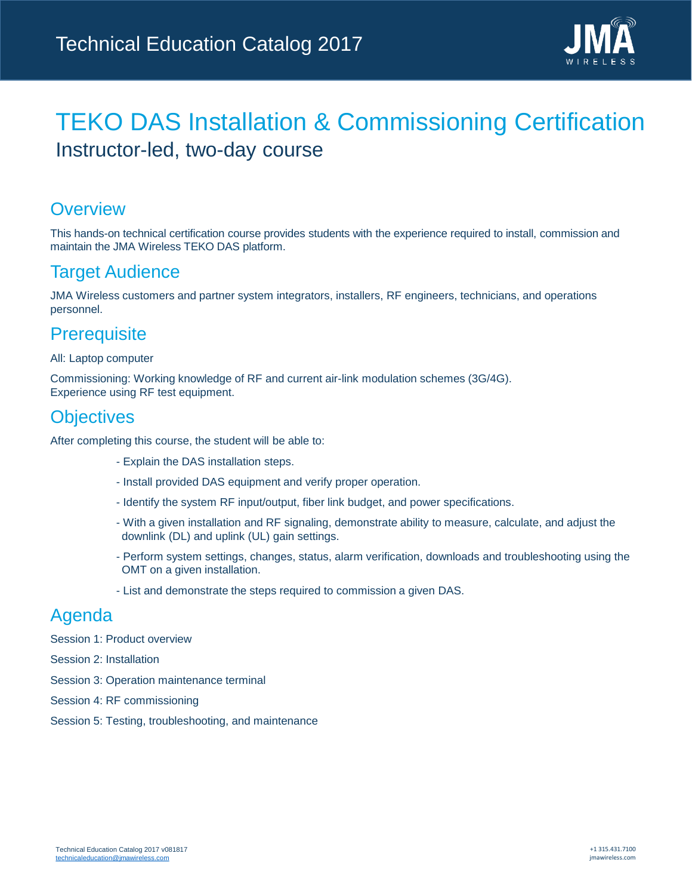# TEKO DAS Installation & Commissioning Certification

## Instructor-led, two-day course

### Overview

This hands-on technical certification course provides students with the experience required to install, commission and maintain the JMA Wireless TEKO DAS platform.

### Target Audience

JMA Wireless customers and partner system integrators, installers, RF engineers, technicians, and operations personnel.

### Prerequisite

All: Laptop computer

Commissioning: Working knowledge of RF and current air-link modulation schemes (3G/4G).
Experience using RF test equipment.

### Objectives

After completing this course, the student will be able to:

- Explain the DAS installation steps.
- Install provided DAS equipment and verify proper operation.
- Identify the system RF input/output, fiber link budget, and power specifications.
- With a given installation and RF signaling, demonstrate ability to measure, calculate, and adjust the downlink (DL) and uplink (UL) gain settings.
- Perform system settings, changes, status, alarm verification, downloads and troubleshooting using the OMT on a given installation.
- List and demonstrate the steps required to commission a given DAS.

### Agenda

Session 1: Product overview

Session 2: Installation

Session 3: Operation maintenance terminal

Session 4: RF commissioning

Session 5: Testing, troubleshooting, and maintenance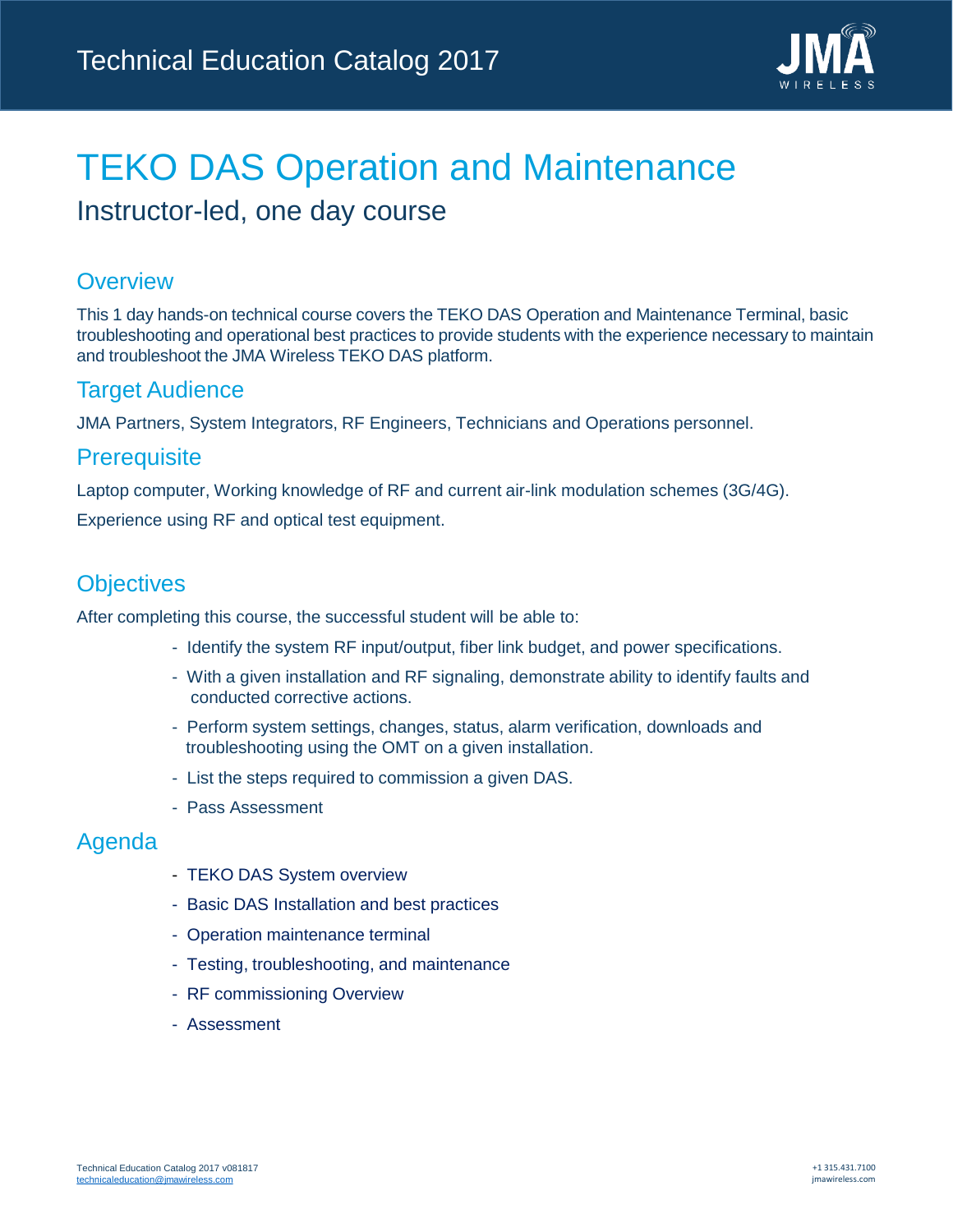# TEKO DAS Operation and Maintenance

Instructor-led, one day course

## Overview

This 1 day hands-on technical course covers the TEKO DAS Operation and Maintenance Terminal, basic troubleshooting and operational best practices to provide students with the experience necessary to maintain and troubleshoot the JMA Wireless TEKO DAS platform.

## Target Audience

JMA Partners, System Integrators, RF Engineers, Technicians and Operations personnel.

## Prerequisite

Laptop computer, Working knowledge of RF and current air-link modulation schemes (3G/4G).

Experience using RF and optical test equipment.

## Objectives

After completing this course, the successful student will be able to:

- Identify the system RF input/output, fiber link budget, and power specifications.
- With a given installation and RF signaling, demonstrate ability to identify faults and conducted corrective actions.
- Perform system settings, changes, status, alarm verification, downloads and troubleshooting using the OMT on a given installation.
- List the steps required to commission a given DAS.
- Pass Assessment

## Agenda

- TEKO DAS System overview
- Basic DAS Installation and best practices
- Operation maintenance terminal
- Testing, troubleshooting, and maintenance
- RF commissioning Overview
- Assessment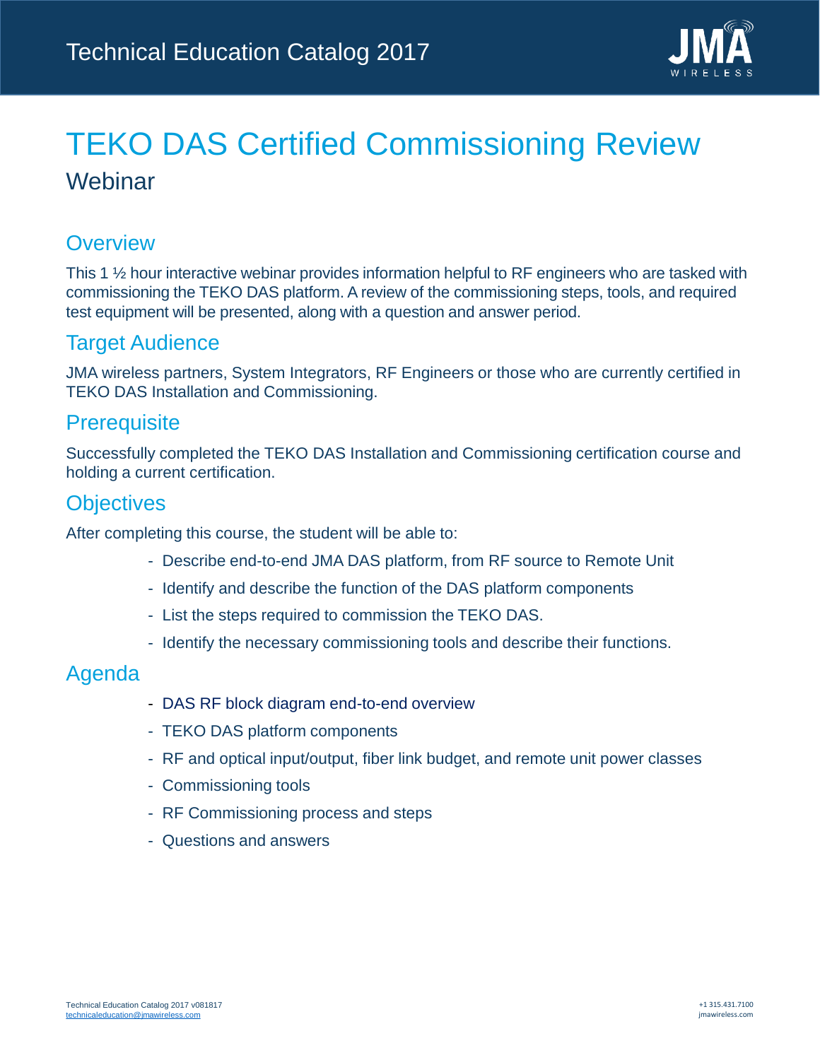# TEKO DAS Certified Commissioning Review

## Webinar

### Overview

This 1 ½ hour interactive webinar provides information helpful to RF engineers who are tasked with commissioning the TEKO DAS platform. A review of the commissioning steps, tools, and required test equipment will be presented, along with a question and answer period.

### Target Audience

JMA wireless partners, System Integrators, RF Engineers or those who are currently certified in TEKO DAS Installation and Commissioning.

### Prerequisite

Successfully completed the TEKO DAS Installation and Commissioning certification course and holding a current certification.

### Objectives

After completing this course, the student will be able to:

- Describe end-to-end JMA DAS platform, from RF source to Remote Unit
- Identify and describe the function of the DAS platform components
- List the steps required to commission the TEKO DAS.
- Identify the necessary commissioning tools and describe their functions.

### Agenda

- DAS RF block diagram end-to-end overview
- TEKO DAS platform components
- RF and optical input/output, fiber link budget, and remote unit power classes
- Commissioning tools
- RF Commissioning process and steps
- Questions and answers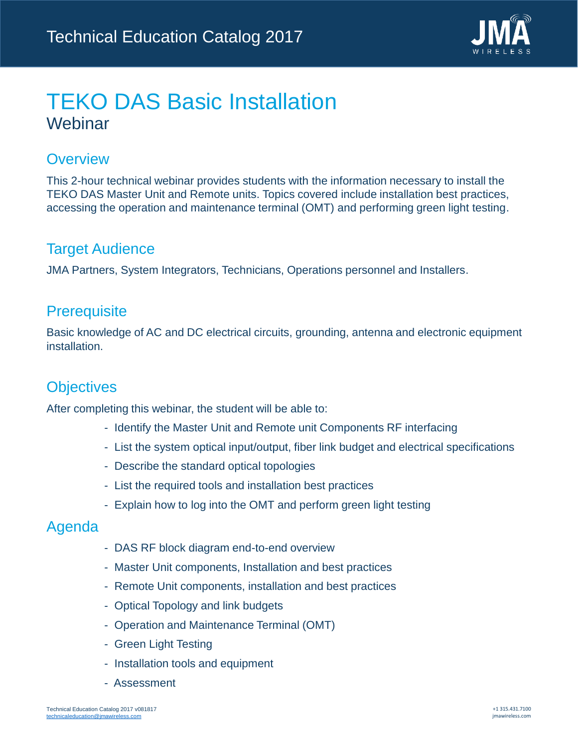# TEKO DAS Basic Installation

Webinar

## Overview

This 2-hour technical webinar provides students with the information necessary to install the TEKO DAS Master Unit and Remote units. Topics covered include installation best practices, accessing the operation and maintenance terminal (OMT) and performing green light testing.

## Target Audience

JMA Partners, System Integrators, Technicians, Operations personnel and Installers.

## Prerequisite

Basic knowledge of AC and DC electrical circuits, grounding, antenna and electronic equipment installation.

## Objectives

After completing this webinar, the student will be able to:

- Identify the Master Unit and Remote unit Components RF interfacing
- List the system optical input/output, fiber link budget and electrical specifications
- Describe the standard optical topologies
- List the required tools and installation best practices
- Explain how to log into the OMT and perform green light testing

## Agenda

- DAS RF block diagram end-to-end overview
- Master Unit components, Installation and best practices
- Remote Unit components, installation and best practices
- Optical Topology and link budgets
- Operation and Maintenance Terminal (OMT)
- Green Light Testing
- Installation tools and equipment
- Assessment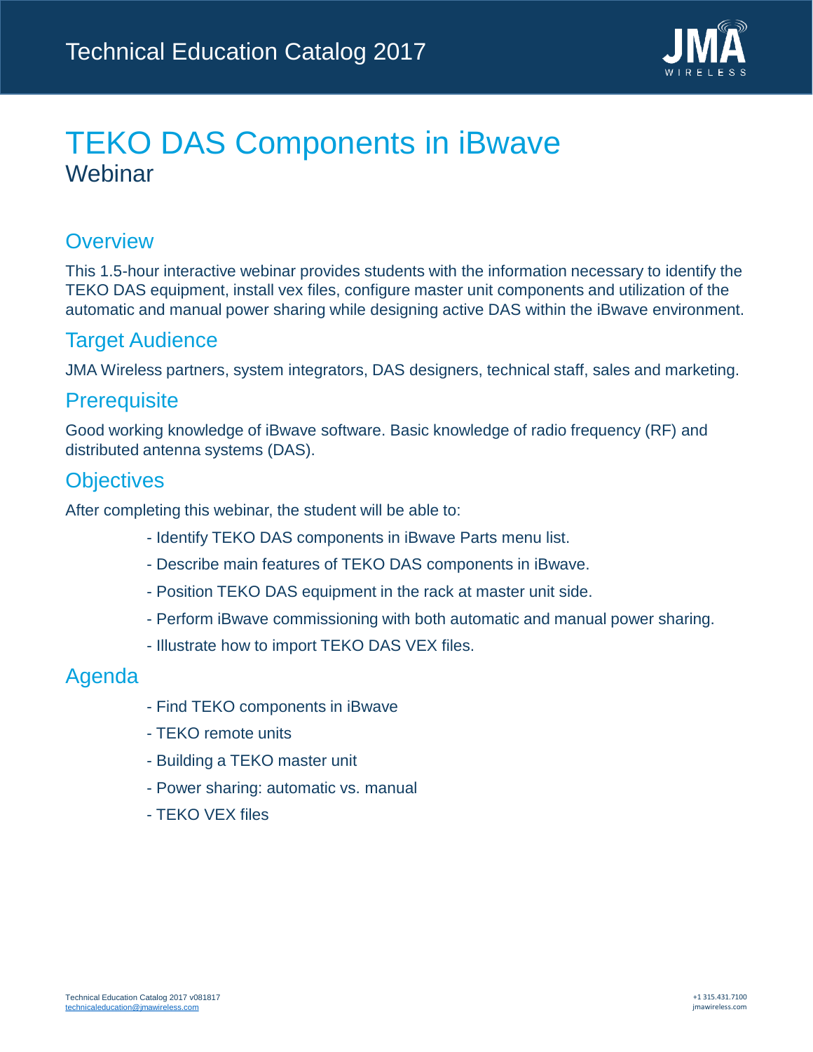# TEKO DAS Components in iBwave

Webinar

## Overview

This 1.5-hour interactive webinar provides students with the information necessary to identify the TEKO DAS equipment, install vex files, configure master unit components and utilization of the automatic and manual power sharing while designing active DAS within the iBwave environment.

## Target Audience

JMA Wireless partners, system integrators, DAS designers, technical staff, sales and marketing.

## Prerequisite

Good working knowledge of iBwave software. Basic knowledge of radio frequency (RF) and distributed antenna systems (DAS).

## Objectives

After completing this webinar, the student will be able to:

- Identify TEKO DAS components in iBwave Parts menu list.
- Describe main features of TEKO DAS components in iBwave.
- Position TEKO DAS equipment in the rack at master unit side.
- Perform iBwave commissioning with both automatic and manual power sharing.
- Illustrate how to import TEKO DAS VEX files.

## Agenda

- Find TEKO components in iBwave
- TEKO remote units
- Building a TEKO master unit
- Power sharing: automatic vs. manual
- TEKO VEX files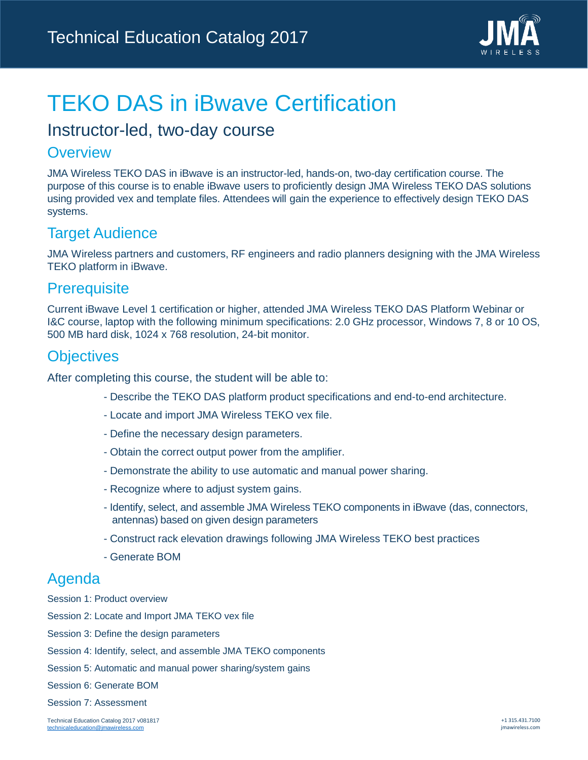# TEKO DAS in iBwave Certification

## Instructor-led, two-day course

### Overview

JMA Wireless TEKO DAS in iBwave is an instructor-led, hands-on, two-day certification course. The purpose of this course is to enable iBwave users to proficiently design JMA Wireless TEKO DAS solutions using provided vex and template files. Attendees will gain the experience to effectively design TEKO DAS systems.

### Target Audience

JMA Wireless partners and customers, RF engineers and radio planners designing with the JMA Wireless TEKO platform in iBwave.

### Prerequisite

Current iBwave Level 1 certification or higher, attended JMA Wireless TEKO DAS Platform Webinar or I&C course, laptop with the following minimum specifications: 2.0 GHz processor, Windows 7, 8 or 10 OS, 500 MB hard disk, 1024 x 768 resolution, 24-bit monitor.

### Objectives

After completing this course, the student will be able to:

- Describe the TEKO DAS platform product specifications and end-to-end architecture.
- Locate and import JMA Wireless TEKO vex file.
- Define the necessary design parameters.
- Obtain the correct output power from the amplifier.
- Demonstrate the ability to use automatic and manual power sharing.
- Recognize where to adjust system gains.
- Identify, select, and assemble JMA Wireless TEKO components in iBwave (das, connectors, antennas) based on given design parameters
- Construct rack elevation drawings following JMA Wireless TEKO best practices
- Generate BOM

### Agenda

Session 1: Product overview

Session 2: Locate and Import JMA TEKO vex file

Session 3: Define the design parameters

Session 4: Identify, select, and assemble JMA TEKO components

Session 5: Automatic and manual power sharing/system gains

Session 6: Generate BOM

Session 7: Assessment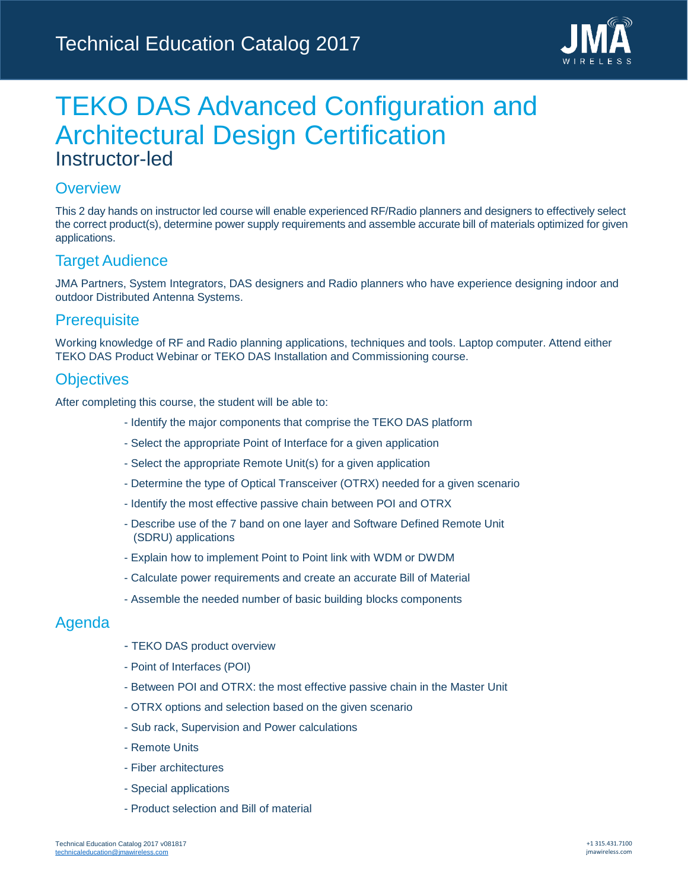# TEKO DAS Advanced Configuration and Architectural Design Certification

Instructor-led

## Overview

This 2 day hands on instructor led course will enable experienced RF/Radio planners and designers to effectively select the correct product(s), determine power supply requirements and assemble accurate bill of materials optimized for given applications.

## Target Audience

JMA Partners, System Integrators, DAS designers and Radio planners who have experience designing indoor and outdoor Distributed Antenna Systems.

## Prerequisite

Working knowledge of RF and Radio planning applications, techniques and tools. Laptop computer. Attend either TEKO DAS Product Webinar or TEKO DAS Installation and Commissioning course.

## Objectives

After completing this course, the student will be able to:

- Identify the major components that comprise the TEKO DAS platform
- Select the appropriate Point of Interface for a given application
- Select the appropriate Remote Unit(s) for a given application
- Determine the type of Optical Transceiver (OTRX) needed for a given scenario
- Identify the most effective passive chain between POI and OTRX
- Describe use of the 7 band on one layer and Software Defined Remote Unit (SDRU) applications
- Explain how to implement Point to Point link with WDM or DWDM
- Calculate power requirements and create an accurate Bill of Material
- Assemble the needed number of basic building blocks components

## Agenda

- TEKO DAS product overview
- Point of Interfaces (POI)
- Between POI and OTRX: the most effective passive chain in the Master Unit
- OTRX options and selection based on the given scenario
- Sub rack, Supervision and Power calculations
- Remote Units
- Fiber architectures
- Special applications
- Product selection and Bill of material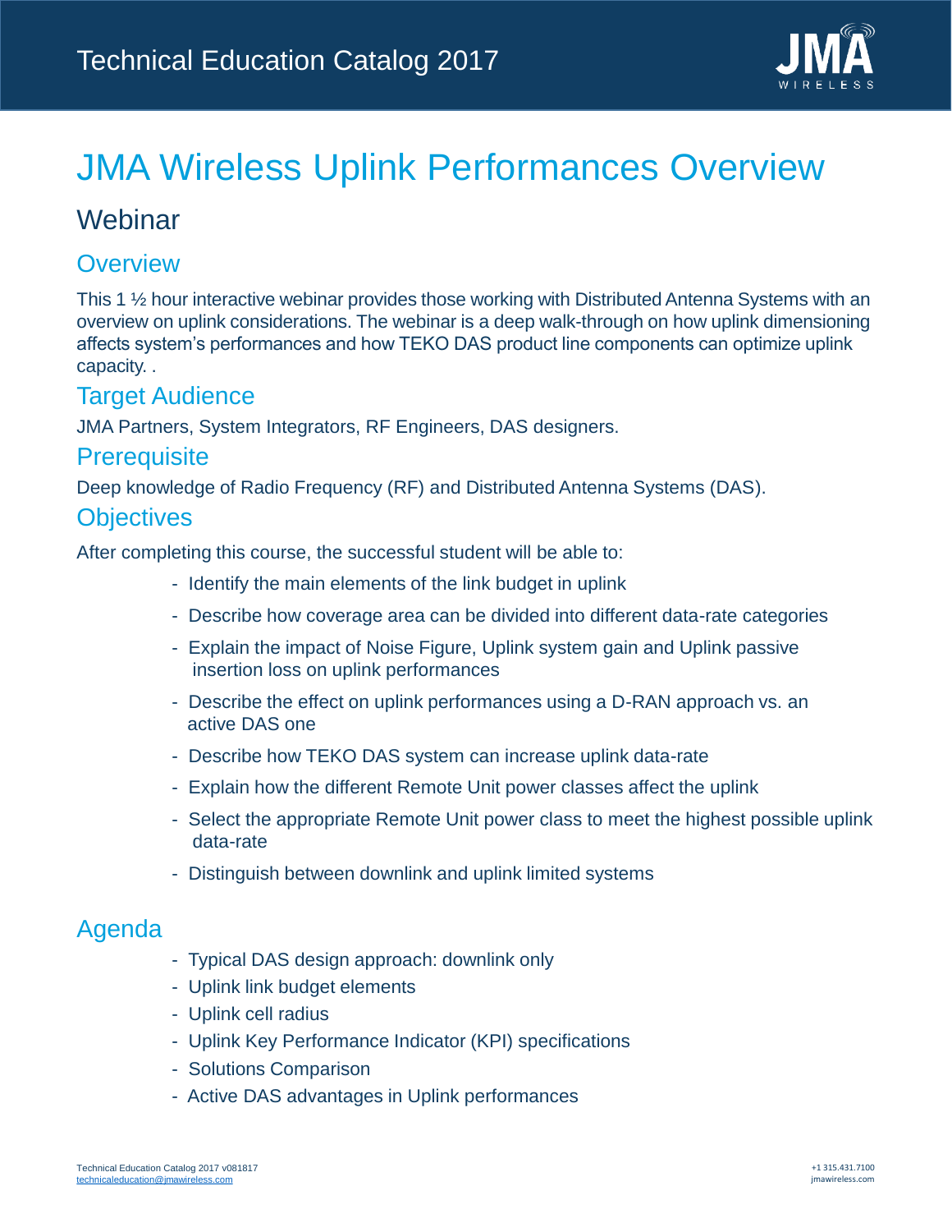# JMA Wireless Uplink Performances Overview

## Webinar

### Overview

This 1 ½ hour interactive webinar provides those working with Distributed Antenna Systems with an overview on uplink considerations. The webinar is a deep walk-through on how uplink dimensioning affects system's performances and how TEKO DAS product line components can optimize uplink capacity. .

### Target Audience

JMA Partners, System Integrators, RF Engineers, DAS designers.

### Prerequisite

Deep knowledge of Radio Frequency (RF) and Distributed Antenna Systems (DAS).

### Objectives

After completing this course, the successful student will be able to:

- Identify the main elements of the link budget in uplink
- Describe how coverage area can be divided into different data-rate categories
- Explain the impact of Noise Figure, Uplink system gain and Uplink passive insertion loss on uplink performances
- Describe the effect on uplink performances using a D-RAN approach vs. an active DAS one
- Describe how TEKO DAS system can increase uplink data-rate
- Explain how the different Remote Unit power classes affect the uplink
- Select the appropriate Remote Unit power class to meet the highest possible uplink data-rate
- Distinguish between downlink and uplink limited systems

### Agenda

- Typical DAS design approach: downlink only
- Uplink link budget elements
- Uplink cell radius
- Uplink Key Performance Indicator (KPI) specifications
- Solutions Comparison
- Active DAS advantages in Uplink performances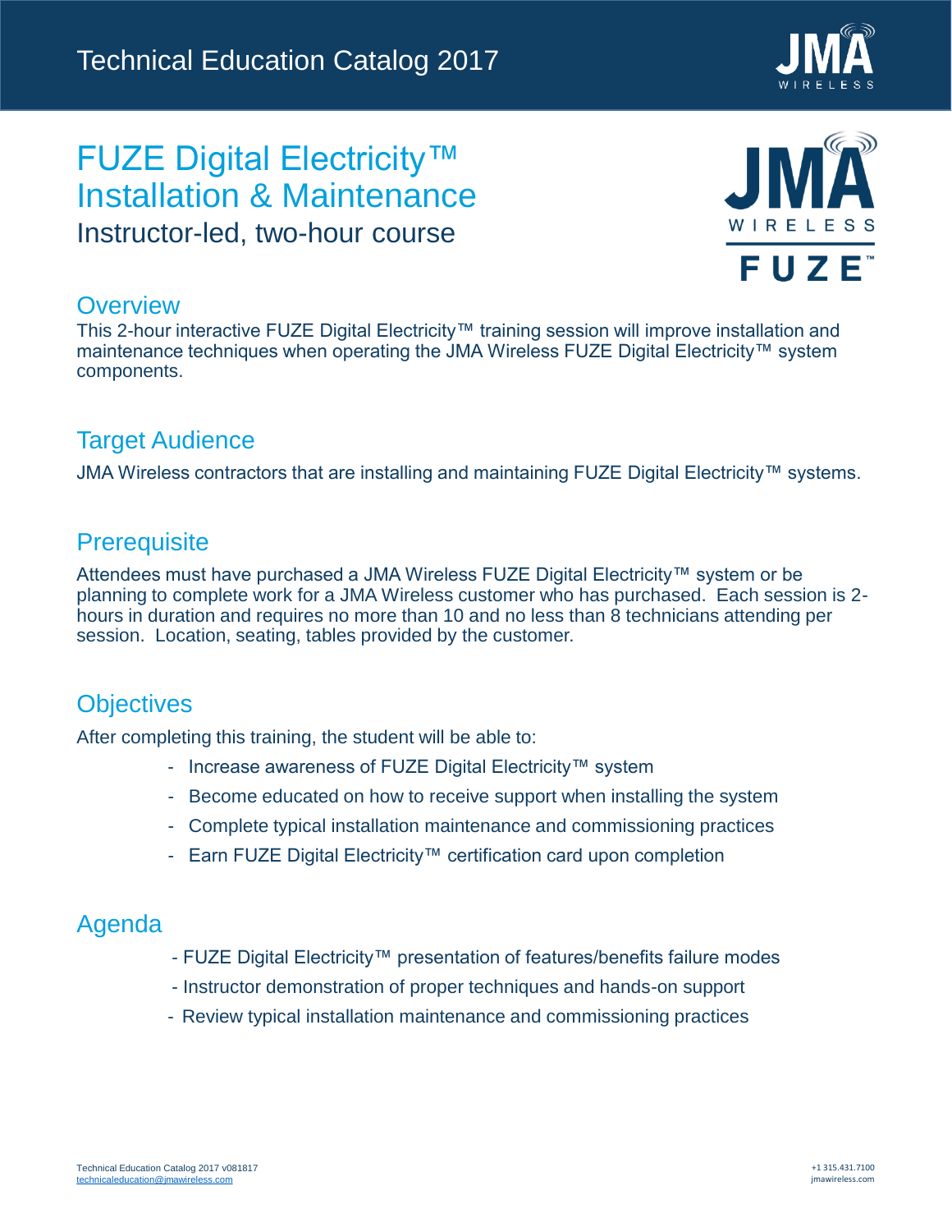# FUZE Digital Electricity™ Installation & Maintenance

Instructor-led, two-hour course

## Overview

This 2-hour interactive FUZE Digital Electricity™ training session will improve installation and maintenance techniques when operating the JMA Wireless FUZE Digital Electricity™ system components.

## Target Audience

JMA Wireless contractors that are installing and maintaining FUZE Digital Electricity™ systems.

## Prerequisite

Attendees must have purchased a JMA Wireless FUZE Digital Electricity™ system or be planning to complete work for a JMA Wireless customer who has purchased. Each session is 2-hours in duration and requires no more than 10 and no less than 8 technicians attending per session. Location, seating, tables provided by the customer.

## Objectives

After completing this training, the student will be able to:

- Increase awareness of FUZE Digital Electricity™ system
- Become educated on how to receive support when installing the system
- Complete typical installation maintenance and commissioning practices
- Earn FUZE Digital Electricity™ certification card upon completion

## Agenda

- FUZE Digital Electricity™ presentation of features/benefits failure modes
- Instructor demonstration of proper techniques and hands-on support
- Review typical installation maintenance and commissioning practices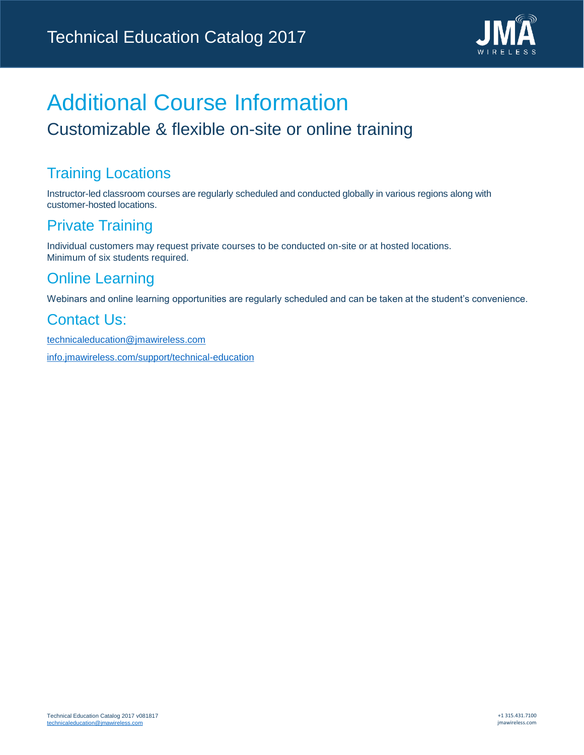# Additional Course Information

## Customizable & flexible on-site or online training

### Training Locations

Instructor-led classroom courses are regularly scheduled and conducted globally in various regions along with customer-hosted locations.

### Private Training

Individual customers may request private courses to be conducted on-site or at hosted locations.
Minimum of six students required.

### Online Learning

Webinars and online learning opportunities are regularly scheduled and can be taken at the student's convenience.

### Contact Us:

technicaleducation@jmawireless.com

info.jmawireless.com/support/technical-education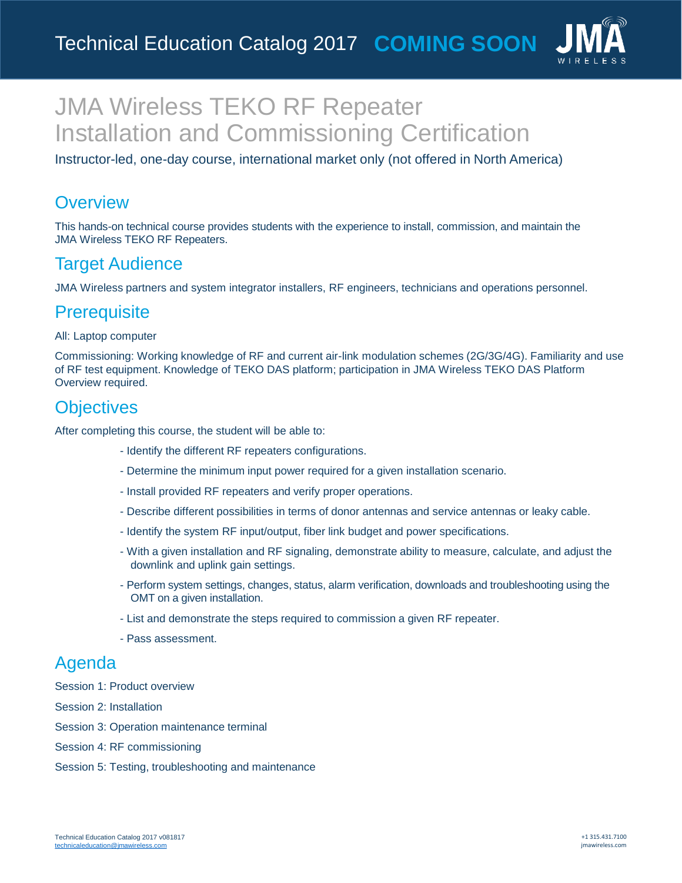# JMA Wireless TEKO RF Repeater Installation and Commissioning Certification

Instructor-led, one-day course, international market only (not offered in North America)

## Overview

This hands-on technical course provides students with the experience to install, commission, and maintain the JMA Wireless TEKO RF Repeaters.

## Target Audience

JMA Wireless partners and system integrator installers, RF engineers, technicians and operations personnel.

## Prerequisite

All: Laptop computer

Commissioning: Working knowledge of RF and current air-link modulation schemes (2G/3G/4G). Familiarity and use of RF test equipment. Knowledge of TEKO DAS platform; participation in JMA Wireless TEKO DAS Platform Overview required.

## Objectives

After completing this course, the student will be able to:

- Identify the different RF repeaters configurations.
- Determine the minimum input power required for a given installation scenario.
- Install provided RF repeaters and verify proper operations.
- Describe different possibilities in terms of donor antennas and service antennas or leaky cable.
- Identify the system RF input/output, fiber link budget and power specifications.
- With a given installation and RF signaling, demonstrate ability to measure, calculate, and adjust the downlink and uplink gain settings.
- Perform system settings, changes, status, alarm verification, downloads and troubleshooting using the OMT on a given installation.
- List and demonstrate the steps required to commission a given RF repeater.
- Pass assessment.

## Agenda

Session 1: Product overview

Session 2: Installation

Session 3: Operation maintenance terminal

Session 4: RF commissioning

Session 5: Testing, troubleshooting and maintenance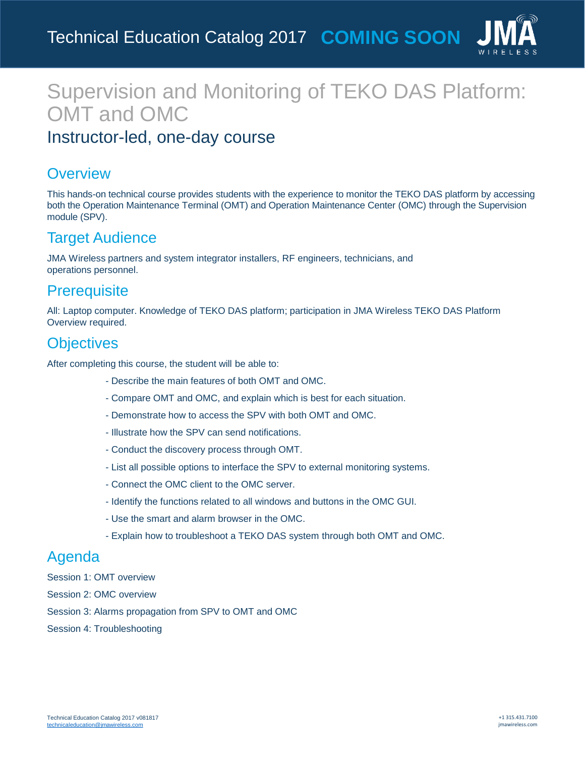# Supervision and Monitoring of TEKO DAS Platform: OMT and OMC

## Instructor-led, one-day course

### Overview

This hands-on technical course provides students with the experience to monitor the TEKO DAS platform by accessing both the Operation Maintenance Terminal (OMT) and Operation Maintenance Center (OMC) through the Supervision module (SPV).

### Target Audience

JMA Wireless partners and system integrator installers, RF engineers, technicians, and operations personnel.

### Prerequisite

All: Laptop computer. Knowledge of TEKO DAS platform; participation in JMA Wireless TEKO DAS Platform Overview required.

### Objectives

After completing this course, the student will be able to:

- Describe the main features of both OMT and OMC.
- Compare OMT and OMC, and explain which is best for each situation.
- Demonstrate how to access the SPV with both OMT and OMC.
- Illustrate how the SPV can send notifications.
- Conduct the discovery process through OMT.
- List all possible options to interface the SPV to external monitoring systems.
- Connect the OMC client to the OMC server.
- Identify the functions related to all windows and buttons in the OMC GUI.
- Use the smart and alarm browser in the OMC.
- Explain how to troubleshoot a TEKO DAS system through both OMT and OMC.

### Agenda

Session 1: OMT overview

Session 2: OMC overview

Session 3: Alarms propagation from SPV to OMT and OMC

Session 4: Troubleshooting